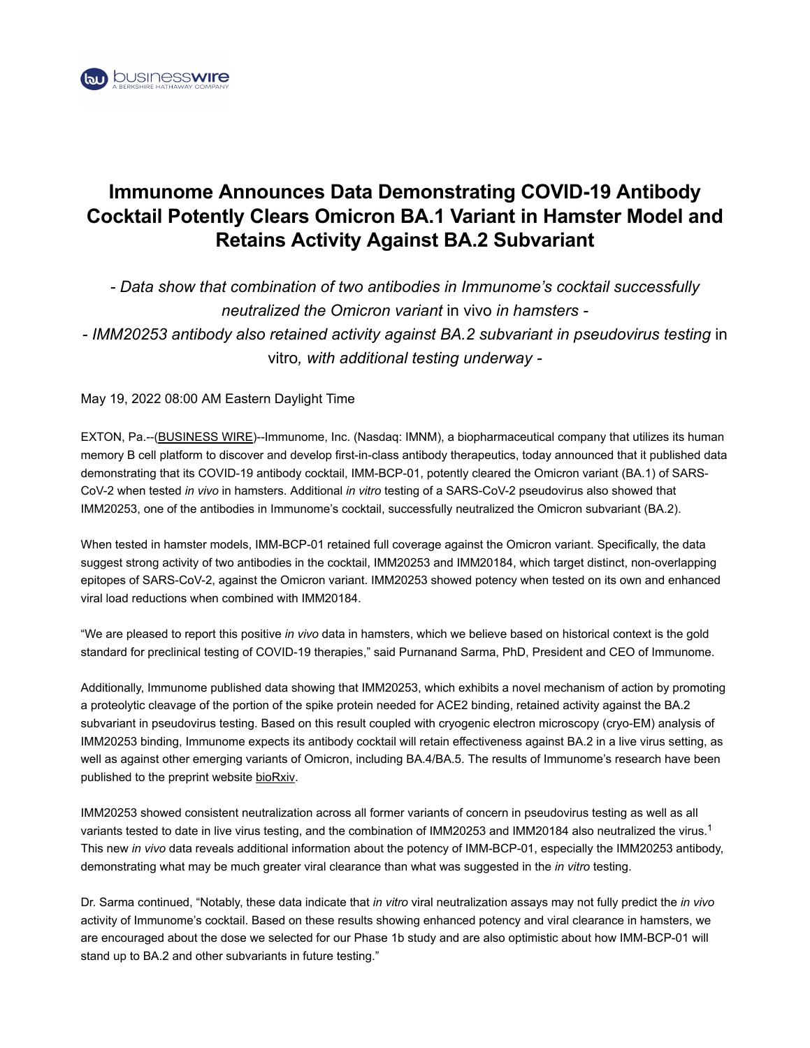# Immunome Announces Data Demonstrating COVID-19 Antibody Cocktail Potently Clears Omicron BA.1 Variant in Hamster Model and Retains Activity Against BA.2 Subvariant

*- Data show that combination of two antibodies in Immunome's cocktail successfully neutralized the Omicron variant* in vivo *in hamsters -*

*- IMM20253 antibody also retained activity against BA.2 subvariant in pseudovirus testing* in vitro*, with additional testing underway -*

May 19, 2022 08:00 AM Eastern Daylight Time

EXTON, Pa.--(BUSINESS WIRE)--Immunome, Inc. (Nasdaq: IMNM), a biopharmaceutical company that utilizes its human memory B cell platform to discover and develop first-in-class antibody therapeutics, today announced that it published data demonstrating that its COVID-19 antibody cocktail, IMM-BCP-01, potently cleared the Omicron variant (BA.1) of SARS-CoV-2 when tested *in vivo* in hamsters. Additional *in vitro* testing of a SARS-CoV-2 pseudovirus also showed that IMM20253, one of the antibodies in Immunome's cocktail, successfully neutralized the Omicron subvariant (BA.2).

When tested in hamster models, IMM-BCP-01 retained full coverage against the Omicron variant. Specifically, the data suggest strong activity of two antibodies in the cocktail, IMM20253 and IMM20184, which target distinct, non-overlapping epitopes of SARS-CoV-2, against the Omicron variant. IMM20253 showed potency when tested on its own and enhanced viral load reductions when combined with IMM20184.

"We are pleased to report this positive *in vivo* data in hamsters, which we believe based on historical context is the gold standard for preclinical testing of COVID-19 therapies," said Purnanand Sarma, PhD, President and CEO of Immunome.

Additionally, Immunome published data showing that IMM20253, which exhibits a novel mechanism of action by promoting a proteolytic cleavage of the portion of the spike protein needed for ACE2 binding, retained activity against the BA.2 subvariant in pseudovirus testing. Based on this result coupled with cryogenic electron microscopy (cryo-EM) analysis of IMM20253 binding, Immunome expects its antibody cocktail will retain effectiveness against BA.2 in a live virus setting, as well as against other emerging variants of Omicron, including BA.4/BA.5. The results of Immunome's research have been published to the preprint website bioRxiv.

IMM20253 showed consistent neutralization across all former variants of concern in pseudovirus testing as well as all variants tested to date in live virus testing, and the combination of IMM20253 and IMM20184 also neutralized the virus.[1] This new *in vivo* data reveals additional information about the potency of IMM-BCP-01, especially the IMM20253 antibody, demonstrating what may be much greater viral clearance than what was suggested in the *in vitro* testing.

Dr. Sarma continued, "Notably, these data indicate that *in vitro* viral neutralization assays may not fully predict the *in vivo* activity of Immunome's cocktail. Based on these results showing enhanced potency and viral clearance in hamsters, we are encouraged about the dose we selected for our Phase 1b study and are also optimistic about how IMM-BCP-01 will stand up to BA.2 and other subvariants in future testing."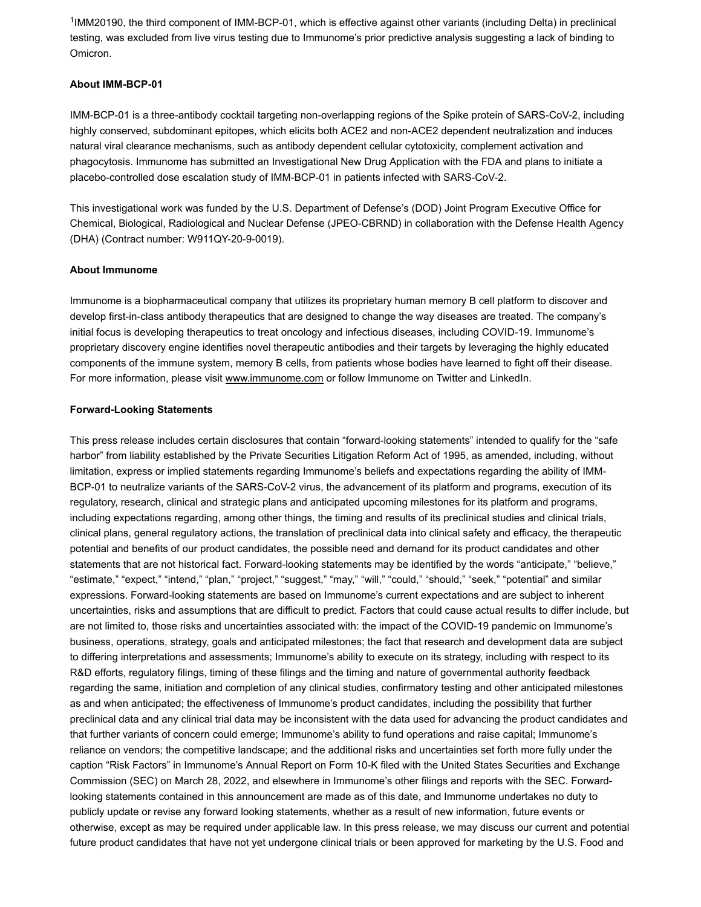[1]IMM20190, the third component of IMM-BCP-01, which is effective against other variants (including Delta) in preclinical testing, was excluded from live virus testing due to Immunome's prior predictive analysis suggesting a lack of binding to Omicron.

**About IMM-BCP-01**

IMM-BCP-01 is a three-antibody cocktail targeting non-overlapping regions of the Spike protein of SARS-CoV-2, including highly conserved, subdominant epitopes, which elicits both ACE2 and non-ACE2 dependent neutralization and induces natural viral clearance mechanisms, such as antibody dependent cellular cytotoxicity, complement activation and phagocytosis. Immunome has submitted an Investigational New Drug Application with the FDA and plans to initiate a placebo-controlled dose escalation study of IMM-BCP-01 in patients infected with SARS-CoV-2.

This investigational work was funded by the U.S. Department of Defense's (DOD) Joint Program Executive Office for Chemical, Biological, Radiological and Nuclear Defense (JPEO-CBRND) in collaboration with the Defense Health Agency (DHA) (Contract number: W911QY-20-9-0019).

**About Immunome**

Immunome is a biopharmaceutical company that utilizes its proprietary human memory B cell platform to discover and develop first-in-class antibody therapeutics that are designed to change the way diseases are treated. The company's initial focus is developing therapeutics to treat oncology and infectious diseases, including COVID-19. Immunome's proprietary discovery engine identifies novel therapeutic antibodies and their targets by leveraging the highly educated components of the immune system, memory B cells, from patients whose bodies have learned to fight off their disease. For more information, please visit www.immunome.com or follow Immunome on Twitter and LinkedIn.

**Forward-Looking Statements**

This press release includes certain disclosures that contain "forward-looking statements" intended to qualify for the "safe harbor" from liability established by the Private Securities Litigation Reform Act of 1995, as amended, including, without limitation, express or implied statements regarding Immunome's beliefs and expectations regarding the ability of IMM-BCP-01 to neutralize variants of the SARS-CoV-2 virus, the advancement of its platform and programs, execution of its regulatory, research, clinical and strategic plans and anticipated upcoming milestones for its platform and programs, including expectations regarding, among other things, the timing and results of its preclinical studies and clinical trials, clinical plans, general regulatory actions, the translation of preclinical data into clinical safety and efficacy, the therapeutic potential and benefits of our product candidates, the possible need and demand for its product candidates and other statements that are not historical fact. Forward-looking statements may be identified by the words "anticipate," "believe," "estimate," "expect," "intend," "plan," "project," "suggest," "may," "will," "could," "should," "seek," "potential" and similar expressions. Forward-looking statements are based on Immunome's current expectations and are subject to inherent uncertainties, risks and assumptions that are difficult to predict. Factors that could cause actual results to differ include, but are not limited to, those risks and uncertainties associated with: the impact of the COVID-19 pandemic on Immunome's business, operations, strategy, goals and anticipated milestones; the fact that research and development data are subject to differing interpretations and assessments; Immunome's ability to execute on its strategy, including with respect to its R&D efforts, regulatory filings, timing of these filings and the timing and nature of governmental authority feedback regarding the same, initiation and completion of any clinical studies, confirmatory testing and other anticipated milestones as and when anticipated; the effectiveness of Immunome's product candidates, including the possibility that further preclinical data and any clinical trial data may be inconsistent with the data used for advancing the product candidates and that further variants of concern could emerge; Immunome's ability to fund operations and raise capital; Immunome's reliance on vendors; the competitive landscape; and the additional risks and uncertainties set forth more fully under the caption "Risk Factors" in Immunome's Annual Report on Form 10-K filed with the United States Securities and Exchange Commission (SEC) on March 28, 2022, and elsewhere in Immunome's other filings and reports with the SEC. Forward-looking statements contained in this announcement are made as of this date, and Immunome undertakes no duty to publicly update or revise any forward looking statements, whether as a result of new information, future events or otherwise, except as may be required under applicable law. In this press release, we may discuss our current and potential future product candidates that have not yet undergone clinical trials or been approved for marketing by the U.S. Food and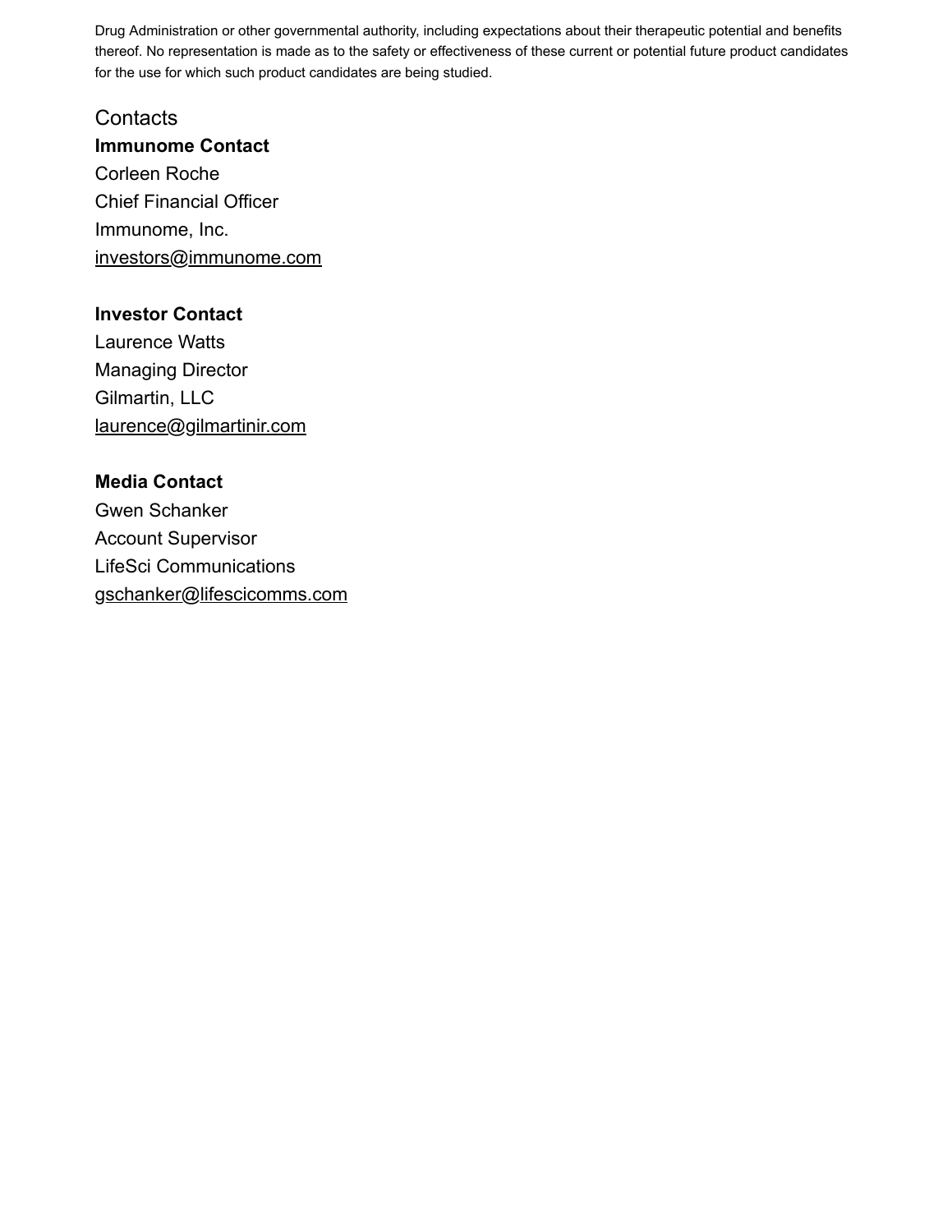Drug Administration or other governmental authority, including expectations about their therapeutic potential and benefits thereof. No representation is made as to the safety or effectiveness of these current or potential future product candidates for the use for which such product candidates are being studied.

## Contacts

**Immunome Contact**
Corleen Roche
Chief Financial Officer
Immunome, Inc.
investors@immunome.com

**Investor Contact**
Laurence Watts
Managing Director
Gilmartin, LLC
laurence@gilmartinir.com

**Media Contact**
Gwen Schanker
Account Supervisor
LifeSci Communications
gschanker@lifescicomms.com